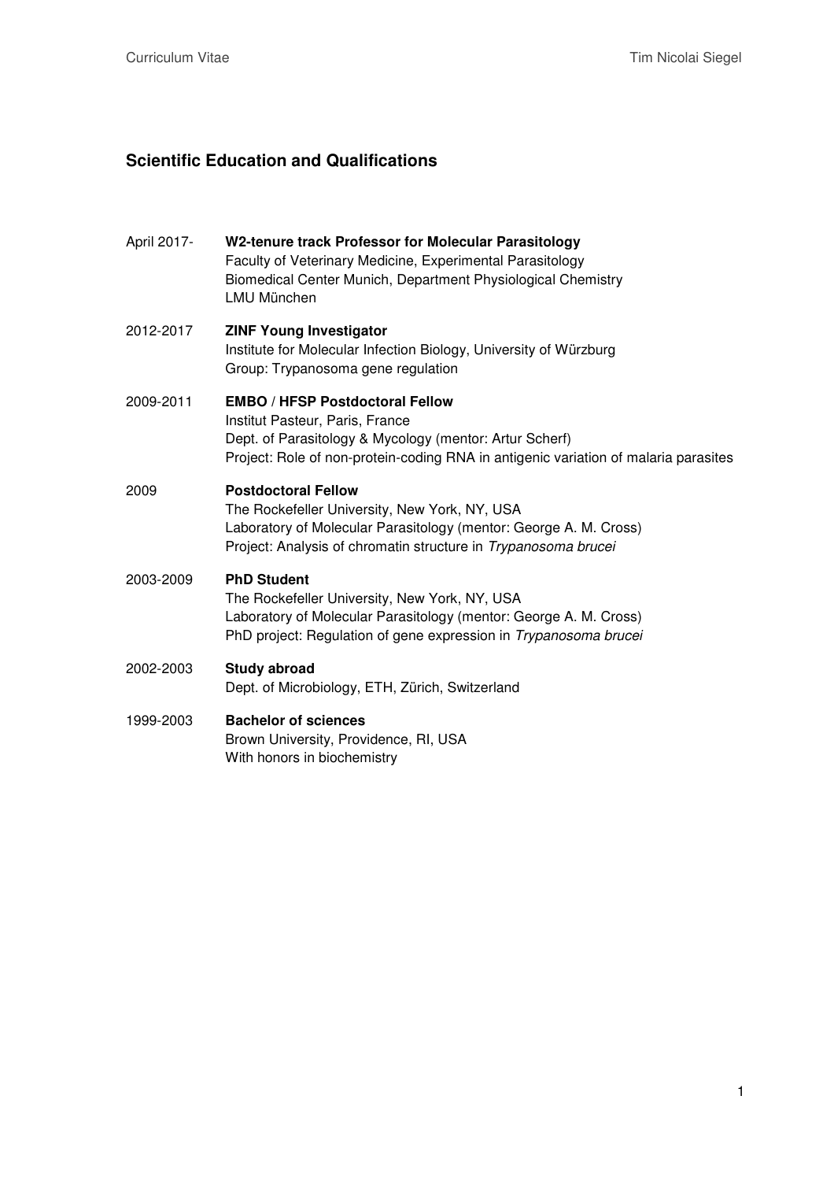## Scientific Education and Qualifications

April 2017- **W2-tenure track Professor for Molecular Parasitology**
Faculty of Veterinary Medicine, Experimental Parasitology
Biomedical Center Munich, Department Physiological Chemistry
LMU München

2012-2017 **ZINF Young Investigator**
Institute for Molecular Infection Biology, University of Würzburg
Group: Trypanosoma gene regulation

2009-2011 **EMBO / HFSP Postdoctoral Fellow**
Institut Pasteur, Paris, France
Dept. of Parasitology & Mycology (mentor: Artur Scherf)
Project: Role of non-protein-coding RNA in antigenic variation of malaria parasites

2009 **Postdoctoral Fellow**
The Rockefeller University, New York, NY, USA
Laboratory of Molecular Parasitology (mentor: George A. M. Cross)
Project: Analysis of chromatin structure in *Trypanosoma brucei*

2003-2009 **PhD Student**
The Rockefeller University, New York, NY, USA
Laboratory of Molecular Parasitology (mentor: George A. M. Cross)
PhD project: Regulation of gene expression in *Trypanosoma brucei*

2002-2003 **Study abroad**
Dept. of Microbiology, ETH, Zürich, Switzerland

1999-2003 **Bachelor of sciences**
Brown University, Providence, RI, USA
With honors in biochemistry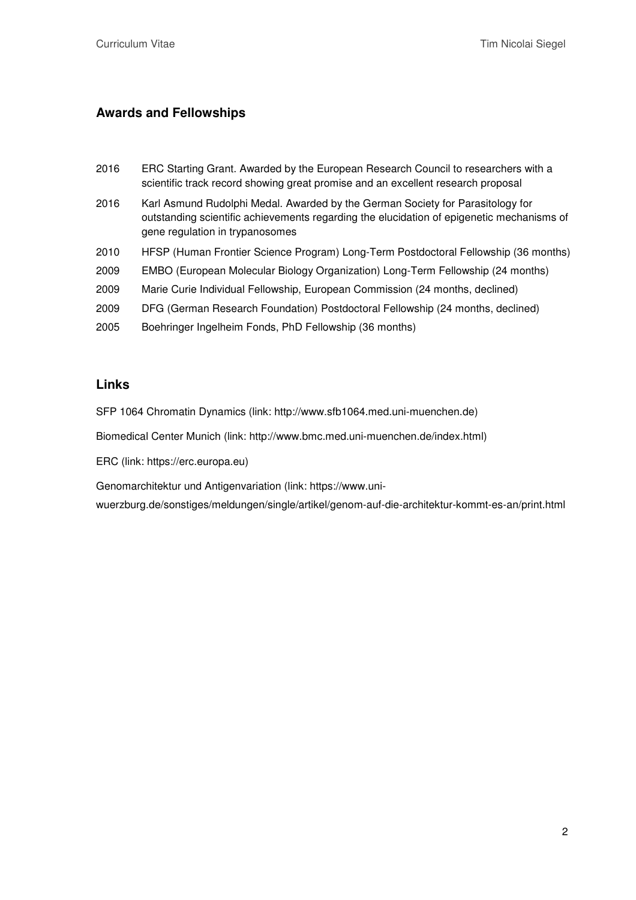## Awards and Fellowships

| | |
|---|---|
| 2016 | ERC Starting Grant. Awarded by the European Research Council to researchers with a scientific track record showing great promise and an excellent research proposal |
| 2016 | Karl Asmund Rudolphi Medal. Awarded by the German Society for Parasitology for outstanding scientific achievements regarding the elucidation of epigenetic mechanisms of gene regulation in trypanosomes |
| 2010 | HFSP (Human Frontier Science Program) Long-Term Postdoctoral Fellowship (36 months) |
| 2009 | EMBO (European Molecular Biology Organization) Long-Term Fellowship (24 months) |
| 2009 | Marie Curie Individual Fellowship, European Commission (24 months, declined) |
| 2009 | DFG (German Research Foundation) Postdoctoral Fellowship (24 months, declined) |
| 2005 | Boehringer Ingelheim Fonds, PhD Fellowship (36 months) |

## Links

SFP 1064 Chromatin Dynamics (link: http://www.sfb1064.med.uni-muenchen.de)

Biomedical Center Munich (link: http://www.bmc.med.uni-muenchen.de/index.html)

ERC (link: https://erc.europa.eu)

Genomarchitektur und Antigenvariation (link: https://www.uni-wuerzburg.de/sonstiges/meldungen/single/artikel/genom-auf-die-architektur-kommt-es-an/print.html